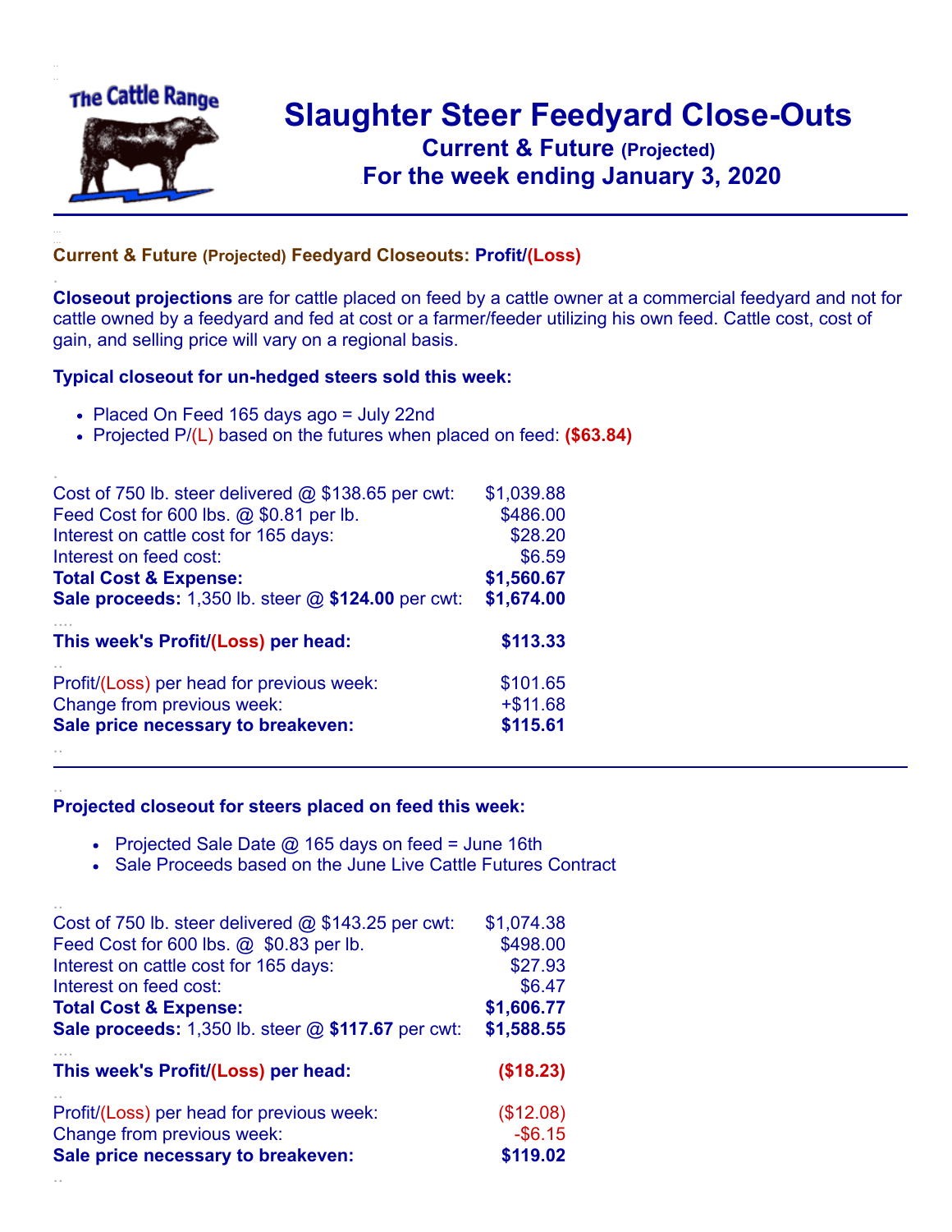# Slaughter Steer Feedyard Close-Outs

## Current & Future (Projected)

## For the week ending January 3, 2020

---

### Current & Future (Projected) Feedyard Closeouts: Profit/(Loss)

**Closeout projections** are for cattle placed on feed by a cattle owner at a commercial feedyard and not for cattle owned by a feedyard and fed at cost or a farmer/feeder utilizing his own feed. Cattle cost, cost of gain, and selling price will vary on a regional basis.

**Typical closeout for un-hedged steers sold this week:**

- Placed On Feed 165 days ago = July 22nd
- Projected P/(L) based on the futures when placed on feed: **($63.84)**

| | |
|---|---|
| Cost of 750 lb. steer delivered @ $138.65 per cwt: | $1,039.88 |
| Feed Cost for 600 lbs. @ $0.81 per lb. | $486.00 |
| Interest on cattle cost for 165 days: | $28.20 |
| Interest on feed cost: | $6.59 |
| **Total Cost & Expense:** | **$1,560.67** |
| **Sale proceeds:** 1,350 lb. steer @ **$124.00** per cwt: | **$1,674.00** |
| **This week's Profit/(Loss) per head:** | **$113.33** |
| Profit/(Loss) per head for previous week: | $101.65 |
| Change from previous week: | +$11.68 |
| **Sale price necessary to breakeven:** | **$115.61** |

---

**Projected closeout for steers placed on feed this week:**

- Projected Sale Date @ 165 days on feed = June 16th
- Sale Proceeds based on the June Live Cattle Futures Contract

| | |
|---|---|
| Cost of 750 lb. steer delivered @ $143.25 per cwt: | $1,074.38 |
| Feed Cost for 600 lbs. @ $0.83 per lb. | $498.00 |
| Interest on cattle cost for 165 days: | $27.93 |
| Interest on feed cost: | $6.47 |
| **Total Cost & Expense:** | **$1,606.77** |
| **Sale proceeds:** 1,350 lb. steer @ **$117.67** per cwt: | **$1,588.55** |
| **This week's Profit/(Loss) per head:** | **($18.23)** |
| Profit/(Loss) per head for previous week: | ($12.08) |
| Change from previous week: | -$6.15 |
| **Sale price necessary to breakeven:** | **$119.02** |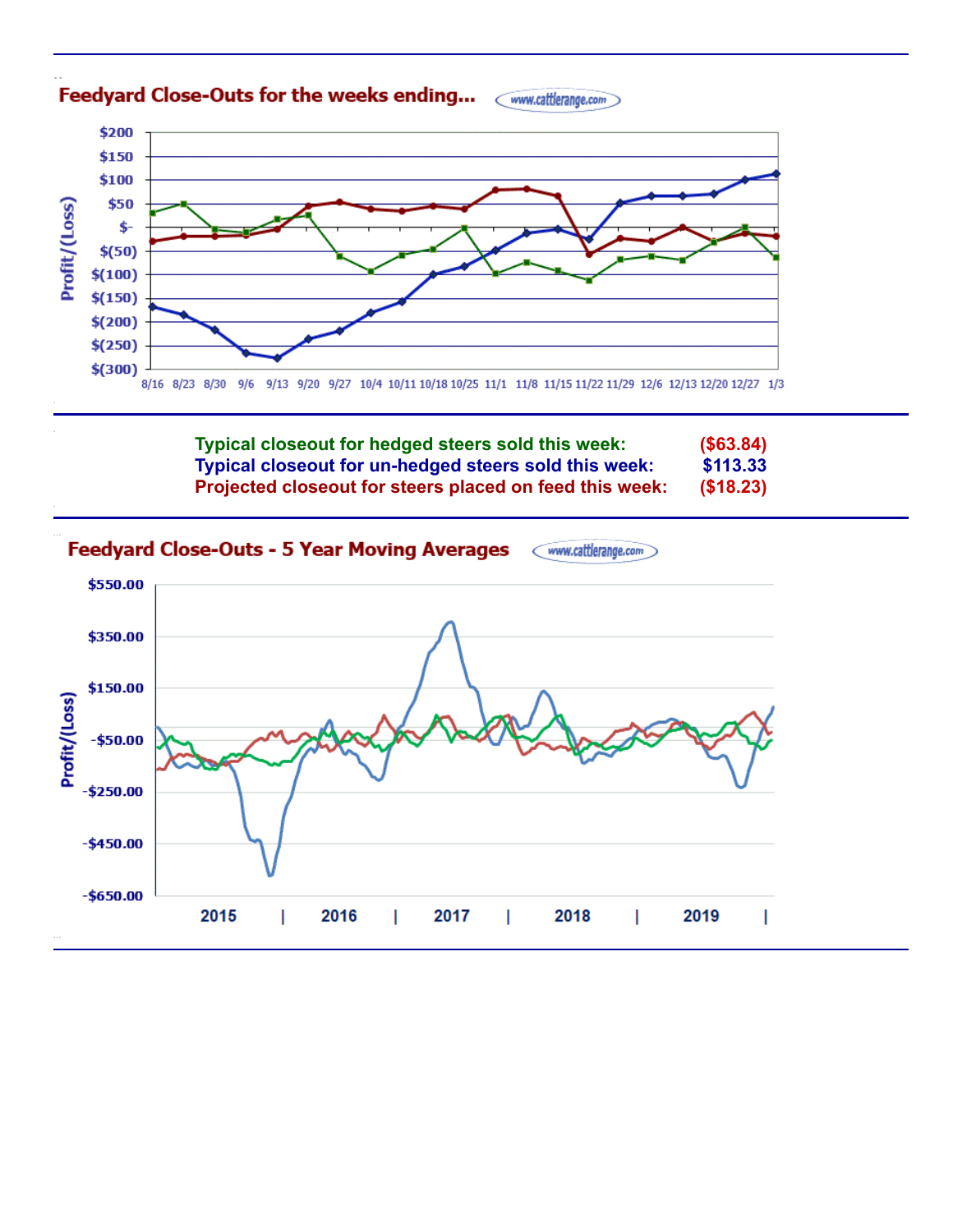## Feedyard Close-Outs for the weeks ending...

www.cattlerange.com

$200
$150
$100
$50
$-
$(50)
$(100)
$(150)
$(200)
$(250)
$(300)

Profit/(Loss)

8/16 8/23 8/30 9/6 9/13 9/20 9/27 10/4 10/11 10/18 10/25 11/1 11/8 11/15 11/22 11/29 12/6 12/13 12/20 12/27 1/3

Typical closeout for hedged steers sold this week: ($63.84)
Typical closeout for un-hedged steers sold this week: $113.33
Projected closeout for steers placed on feed this week: ($18.23)

## Feedyard Close-Outs - 5 Year Moving Averages

www.cattlerange.com

$550.00
$350.00
$150.00
-$50.00
-$250.00
-$450.00
-$650.00

Profit/(Loss)

2015 | 2016 | 2017 | 2018 | 2019 |